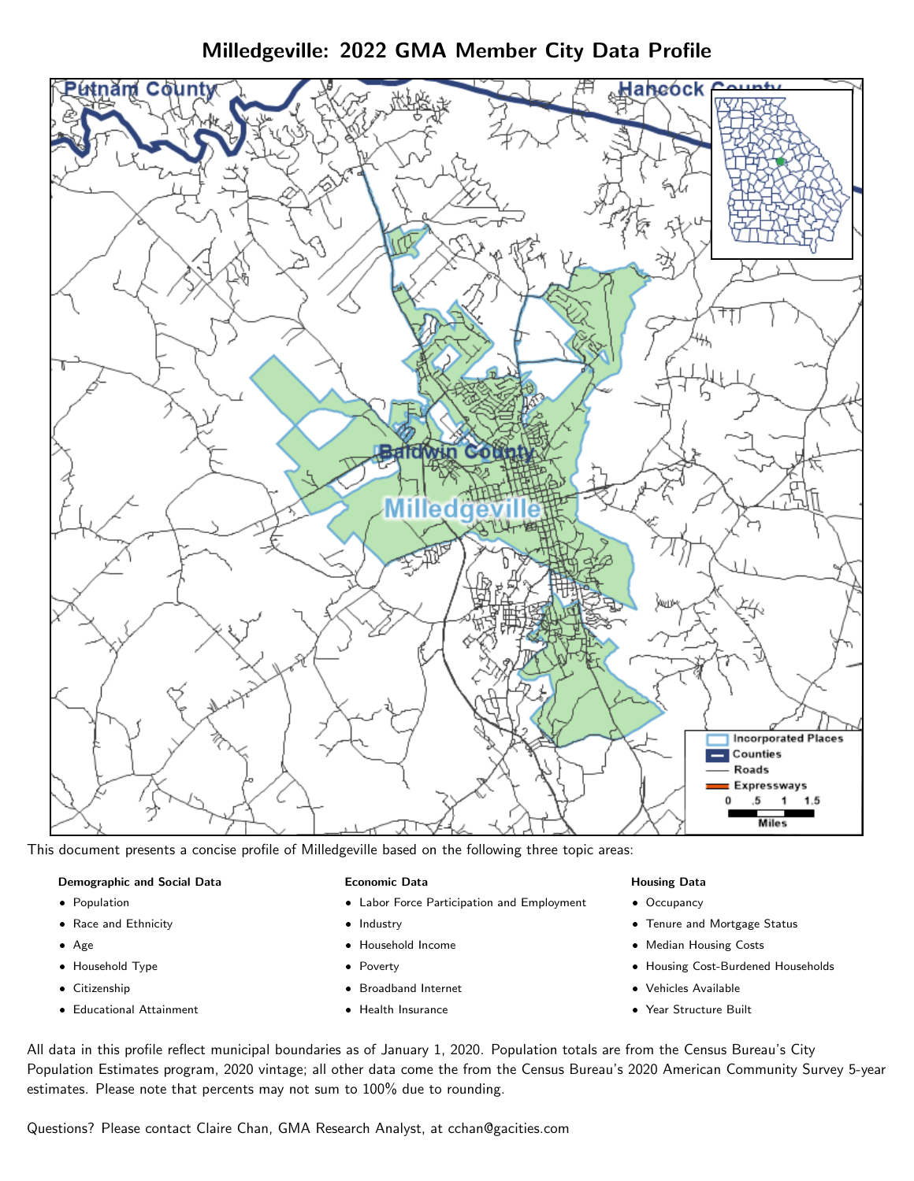# Milledgeville: 2022 GMA Member City Data Profile

This document presents a concise profile of Milledgeville based on the following three topic areas:

**Demographic and Social Data**

- Population
- Race and Ethnicity
- Age
- Household Type
- Citizenship
- Educational Attainment

**Economic Data**

- Labor Force Participation and Employment
- Industry
- Household Income
- Poverty
- Broadband Internet
- Health Insurance

**Housing Data**

- Occupancy
- Tenure and Mortgage Status
- Median Housing Costs
- Housing Cost-Burdened Households
- Vehicles Available
- Year Structure Built

All data in this profile reflect municipal boundaries as of January 1, 2020. Population totals are from the Census Bureau's City Population Estimates program, 2020 vintage; all other data come the from the Census Bureau's 2020 American Community Survey 5-year estimates. Please note that percents may not sum to 100% due to rounding.

Questions? Please contact Claire Chan, GMA Research Analyst, at cchan@gacities.com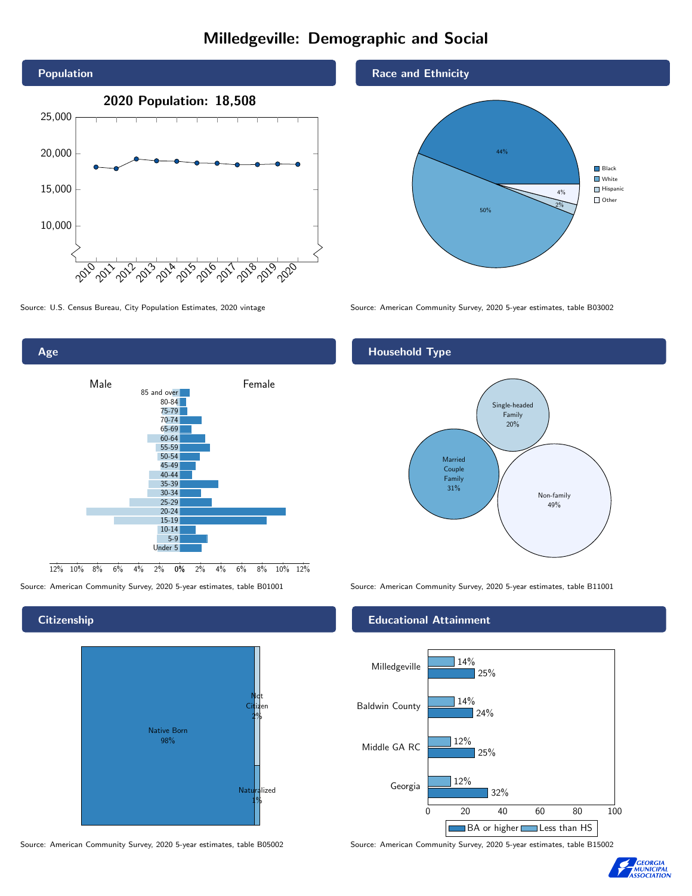# Milledgeville: Demographic and Social

## Population

**2020 Population: 18,508**

Source: U.S. Census Bureau, City Population Estimates, 2020 vintage

## Race and Ethnicity

| Race/Ethnicity | Percent |
|---|---|
| Black | 44% |
| White | 50% |
| Hispanic | 2% |
| Other | 4% |

Source: American Community Survey, 2020 5-year estimates, table B03002

## Age

Source: American Community Survey, 2020 5-year estimates, table B01001

## Household Type

| Household Type | Percent |
|---|---|
| Married Couple Family | 31% |
| Single-headed Family | 20% |
| Non-family | 49% |

Source: American Community Survey, 2020 5-year estimates, table B11001

## Citizenship

| Citizenship | Percent |
|---|---|
| Native Born | 98% |
| Not Citizen | 2% |
| Naturalized | 1% |

Source: American Community Survey, 2020 5-year estimates, table B05002

## Educational Attainment

| Area | Less than HS | BA or higher |
|---|---|---|
| Milledgeville | 14% | 25% |
| Baldwin County | 14% | 24% |
| Middle GA RC | 12% | 25% |
| Georgia | 12% | 32% |

Source: American Community Survey, 2020 5-year estimates, table B15002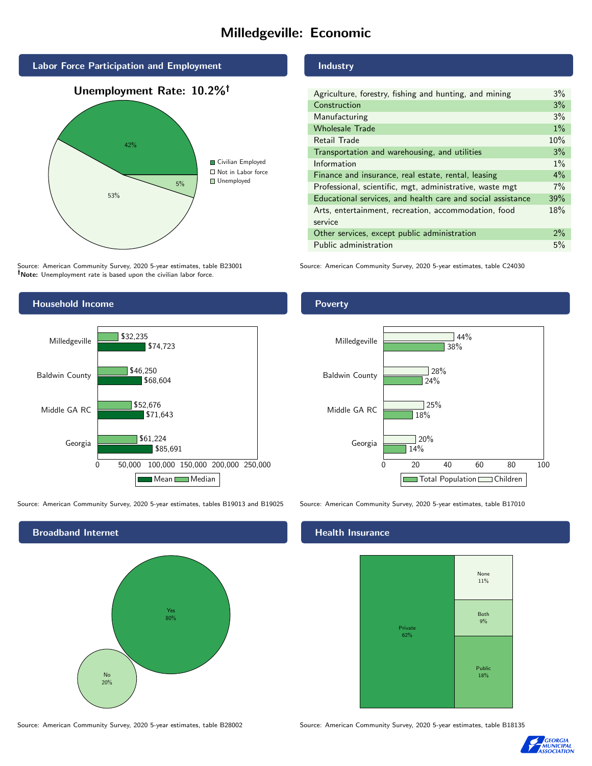# Milledgeville: Economic

## Labor Force Participation and Employment

**Unemployment Rate: 10.2%†**

| Category | Percent |
|---|---|
| Civilian Employed | 42% |
| Not in Labor force | 53% |
| Unemployed | 5% |

Source: American Community Survey, 2020 5-year estimates, table B23001
**†Note:** Unemployment rate is based upon the civilian labor force.

## Industry

| Industry | Percent |
|---|---|
| Agriculture, forestry, fishing and hunting, and mining | 3% |
| Construction | 3% |
| Manufacturing | 3% |
| Wholesale Trade | 1% |
| Retail Trade | 10% |
| Transportation and warehousing, and utilities | 3% |
| Information | 1% |
| Finance and insurance, real estate, rental, leasing | 4% |
| Professional, scientific, mgt, administrative, waste mgt | 7% |
| Educational services, and health care and social assistance | 39% |
| Arts, entertainment, recreation, accommodation, food service | 18% |
| Other services, except public administration | 2% |
| Public administration | 5% |

Source: American Community Survey, 2020 5-year estimates, table C24030

## Household Income

| Area | Median | Mean |
|---|---|---|
| Milledgeville | $32,235 | $74,723 |
| Baldwin County | $46,250 | $68,604 |
| Middle GA RC | $52,676 | $71,643 |
| Georgia | $61,224 | $85,691 |

Source: American Community Survey, 2020 5-year estimates, tables B19013 and B19025

## Poverty

| Area | Children | Total Population |
|---|---|---|
| Milledgeville | 44% | 38% |
| Baldwin County | 28% | 24% |
| Middle GA RC | 25% | 18% |
| Georgia | 20% | 14% |

Source: American Community Survey, 2020 5-year estimates, table B17010

## Broadband Internet

| Response | Percent |
|---|---|
| Yes | 80% |
| No | 20% |

Source: American Community Survey, 2020 5-year estimates, table B28002

## Health Insurance

| Type | Percent |
|---|---|
| Private | 62% |
| Public | 18% |
| Both | 9% |
| None | 11% |

Source: American Community Survey, 2020 5-year estimates, table B18135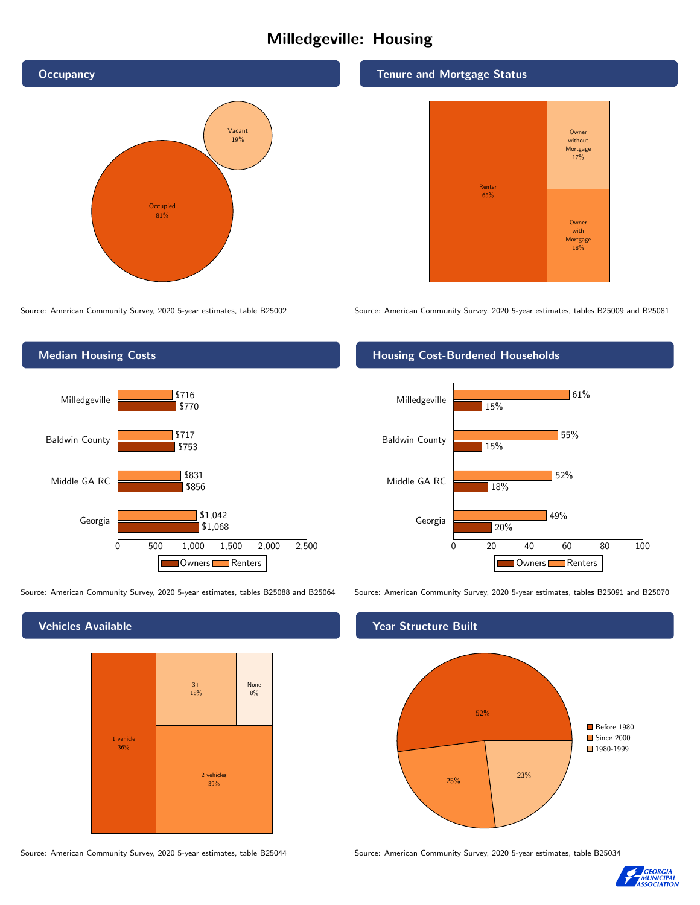# Milledgeville: Housing

## Occupancy

Vacant
19%

Occupied
81%

Source: American Community Survey, 2020 5-year estimates, table B25002

## Tenure and Mortgage Status

Renter
65%

Owner
without
Mortgage
17%

Owner
with
Mortgage
18%

Source: American Community Survey, 2020 5-year estimates, tables B25009 and B25081

## Median Housing Costs

Milledgeville
$716
$770

Baldwin County
$717
$753

Middle GA RC
$831
$856

Georgia
$1,042
$1,068

0 500 1,000 1,500 2,000 2,500

Owners Renters

Source: American Community Survey, 2020 5-year estimates, tables B25088 and B25064

## Housing Cost-Burdened Households

Milledgeville
61%
15%

Baldwin County
55%
15%

Middle GA RC
52%
18%

Georgia
49%
20%

0 20 40 60 80 100

Owners Renters

Source: American Community Survey, 2020 5-year estimates, tables B25091 and B25070

## Vehicles Available

1 vehicle
36%

3+
18%

None
8%

2 vehicles
39%

Source: American Community Survey, 2020 5-year estimates, table B25044

## Year Structure Built

52%

25%

23%

Before 1980
Since 2000
1980-1999

Source: American Community Survey, 2020 5-year estimates, table B25034